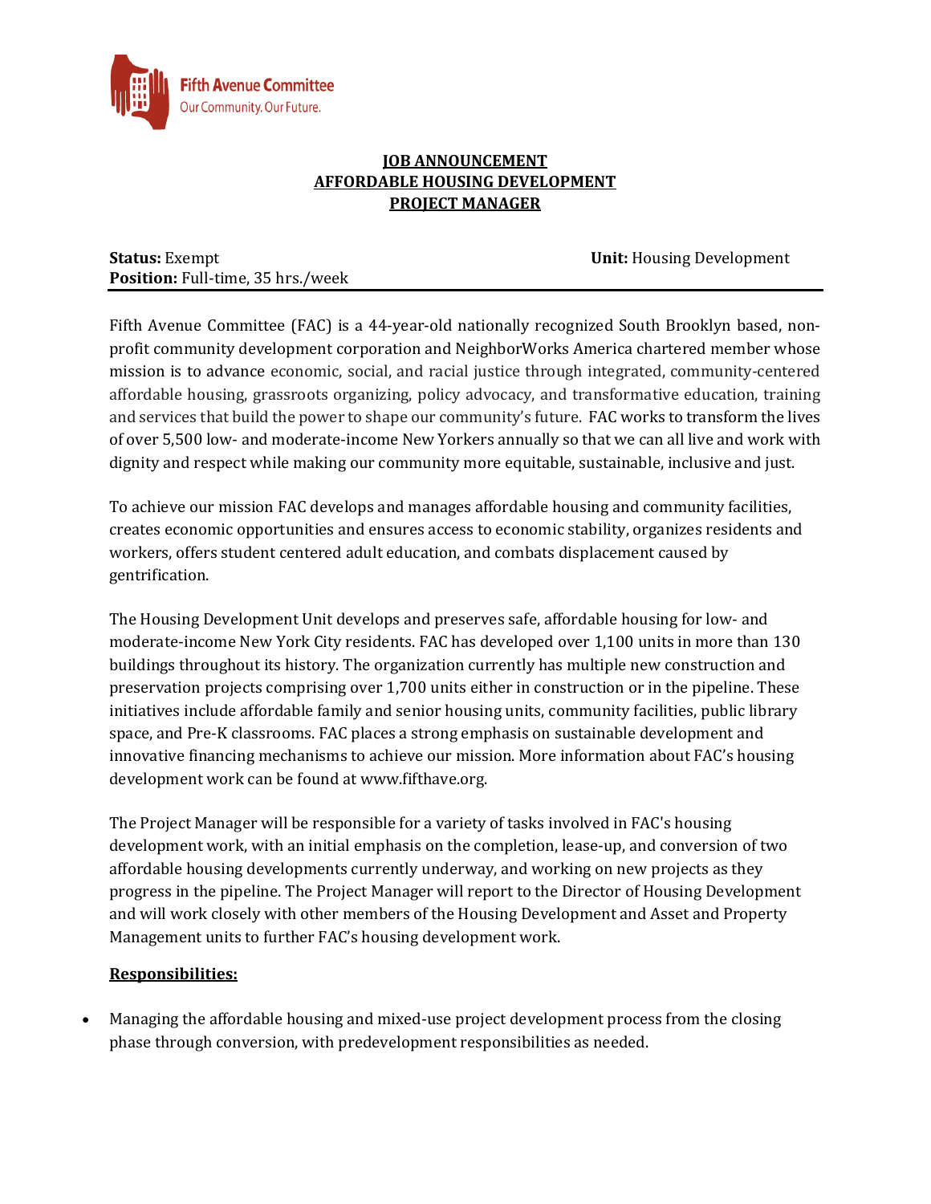Fifth Avenue Committee
Our Community. Our Future.

# JOB ANNOUNCEMENT
# AFFORDABLE HOUSING DEVELOPMENT
# PROJECT MANAGER

**Status:** Exempt **Unit:** Housing Development
**Position:** Full-time, 35 hrs./week

---

Fifth Avenue Committee (FAC) is a 44-year-old nationally recognized South Brooklyn based, non-profit community development corporation and NeighborWorks America chartered member whose mission is to advance economic, social, and racial justice through integrated, community-centered affordable housing, grassroots organizing, policy advocacy, and transformative education, training and services that build the power to shape our community's future. FAC works to transform the lives of over 5,500 low- and moderate-income New Yorkers annually so that we can all live and work with dignity and respect while making our community more equitable, sustainable, inclusive and just.

To achieve our mission FAC develops and manages affordable housing and community facilities, creates economic opportunities and ensures access to economic stability, organizes residents and workers, offers student centered adult education, and combats displacement caused by gentrification.

The Housing Development Unit develops and preserves safe, affordable housing for low- and moderate-income New York City residents. FAC has developed over 1,100 units in more than 130 buildings throughout its history. The organization currently has multiple new construction and preservation projects comprising over 1,700 units either in construction or in the pipeline. These initiatives include affordable family and senior housing units, community facilities, public library space, and Pre-K classrooms. FAC places a strong emphasis on sustainable development and innovative financing mechanisms to achieve our mission. More information about FAC's housing development work can be found at www.fifthave.org.

The Project Manager will be responsible for a variety of tasks involved in FAC's housing development work, with an initial emphasis on the completion, lease-up, and conversion of two affordable housing developments currently underway, and working on new projects as they progress in the pipeline. The Project Manager will report to the Director of Housing Development and will work closely with other members of the Housing Development and Asset and Property Management units to further FAC's housing development work.

## Responsibilities:

- Managing the affordable housing and mixed-use project development process from the closing phase through conversion, with predevelopment responsibilities as needed.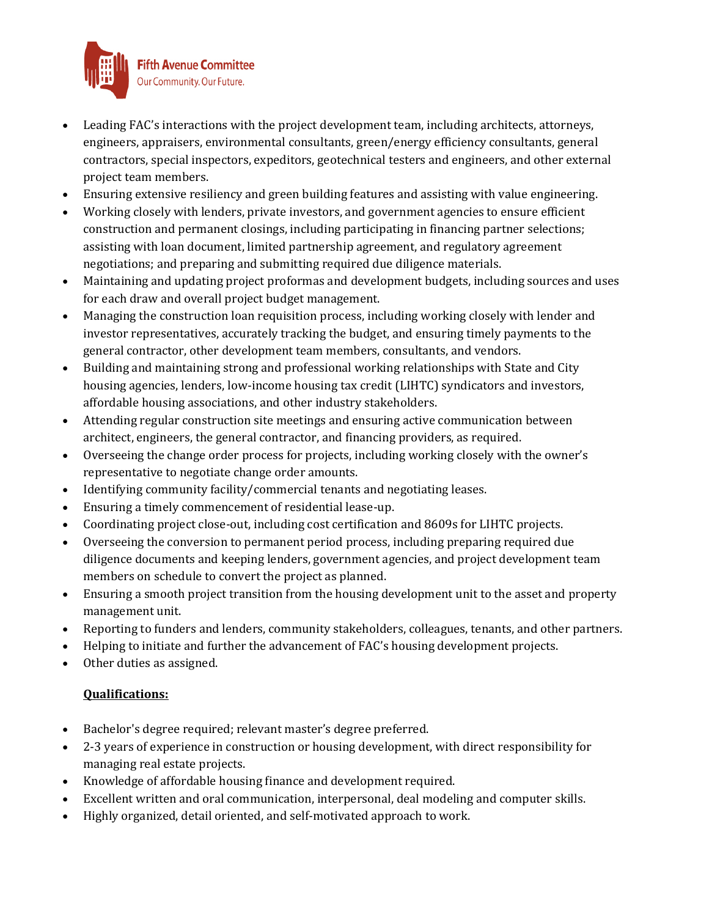- Leading FAC's interactions with the project development team, including architects, attorneys, engineers, appraisers, environmental consultants, green/energy efficiency consultants, general contractors, special inspectors, expeditors, geotechnical testers and engineers, and other external project team members.
- Ensuring extensive resiliency and green building features and assisting with value engineering.
- Working closely with lenders, private investors, and government agencies to ensure efficient construction and permanent closings, including participating in financing partner selections; assisting with loan document, limited partnership agreement, and regulatory agreement negotiations; and preparing and submitting required due diligence materials.
- Maintaining and updating project proformas and development budgets, including sources and uses for each draw and overall project budget management.
- Managing the construction loan requisition process, including working closely with lender and investor representatives, accurately tracking the budget, and ensuring timely payments to the general contractor, other development team members, consultants, and vendors.
- Building and maintaining strong and professional working relationships with State and City housing agencies, lenders, low-income housing tax credit (LIHTC) syndicators and investors, affordable housing associations, and other industry stakeholders.
- Attending regular construction site meetings and ensuring active communication between architect, engineers, the general contractor, and financing providers, as required.
- Overseeing the change order process for projects, including working closely with the owner's representative to negotiate change order amounts.
- Identifying community facility/commercial tenants and negotiating leases.
- Ensuring a timely commencement of residential lease-up.
- Coordinating project close-out, including cost certification and 8609s for LIHTC projects.
- Overseeing the conversion to permanent period process, including preparing required due diligence documents and keeping lenders, government agencies, and project development team members on schedule to convert the project as planned.
- Ensuring a smooth project transition from the housing development unit to the asset and property management unit.
- Reporting to funders and lenders, community stakeholders, colleagues, tenants, and other partners.
- Helping to initiate and further the advancement of FAC's housing development projects.
- Other duties as assigned.

**Qualifications:**

- Bachelor's degree required; relevant master's degree preferred.
- 2-3 years of experience in construction or housing development, with direct responsibility for managing real estate projects.
- Knowledge of affordable housing finance and development required.
- Excellent written and oral communication, interpersonal, deal modeling and computer skills.
- Highly organized, detail oriented, and self-motivated approach to work.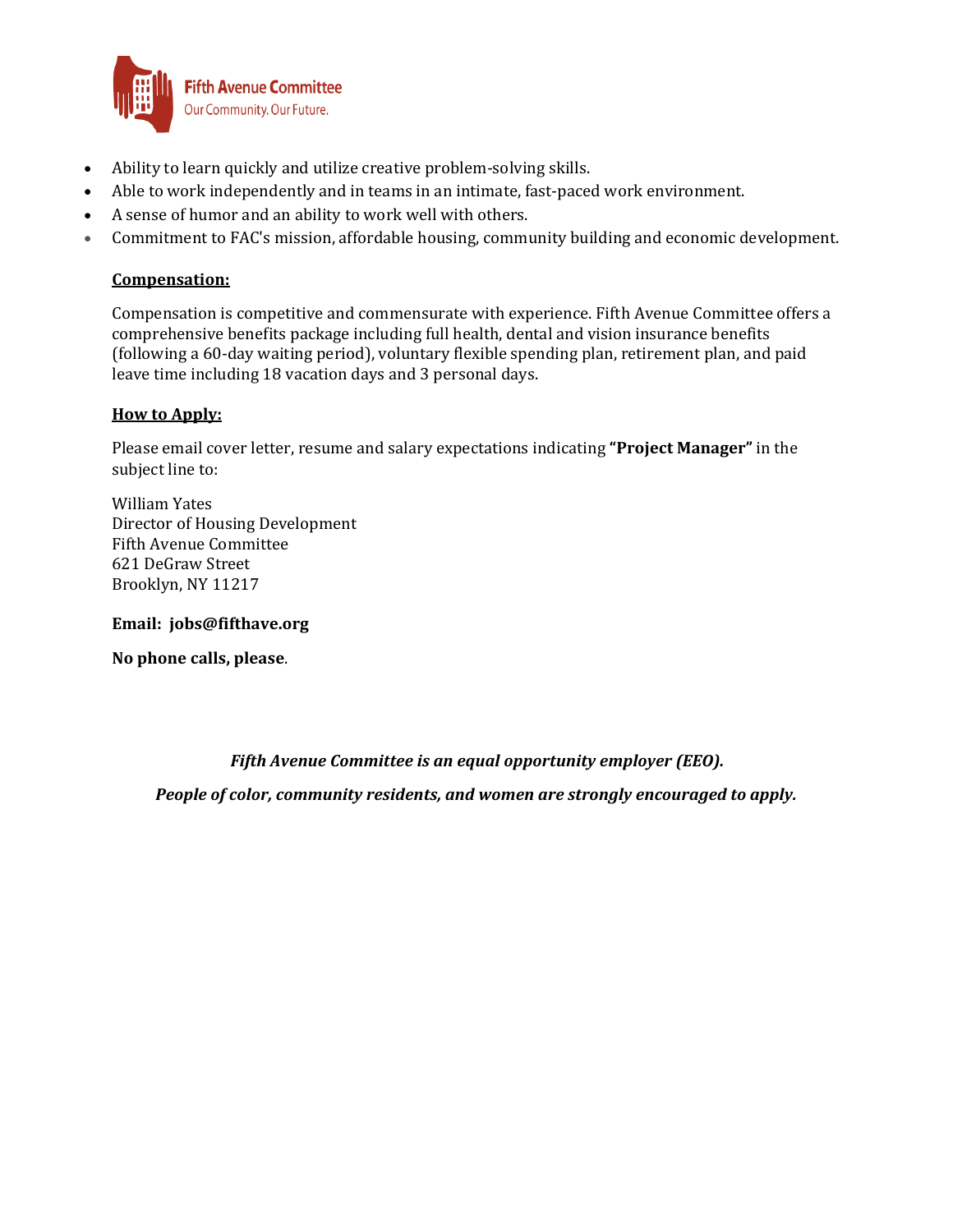- Ability to learn quickly and utilize creative problem-solving skills.
- Able to work independently and in teams in an intimate, fast-paced work environment.
- A sense of humor and an ability to work well with others.
- Commitment to FAC's mission, affordable housing, community building and economic development.

**Compensation:**

Compensation is competitive and commensurate with experience. Fifth Avenue Committee offers a comprehensive benefits package including full health, dental and vision insurance benefits (following a 60-day waiting period), voluntary flexible spending plan, retirement plan, and paid leave time including 18 vacation days and 3 personal days.

**How to Apply:**

Please email cover letter, resume and salary expectations indicating **"Project Manager"** in the subject line to:

William Yates
Director of Housing Development
Fifth Avenue Committee
621 DeGraw Street
Brooklyn, NY 11217

**Email: jobs@fifthave.org**

**No phone calls, please**.

***Fifth Avenue Committee is an equal opportunity employer (EEO).***

***People of color, community residents, and women are strongly encouraged to apply.***